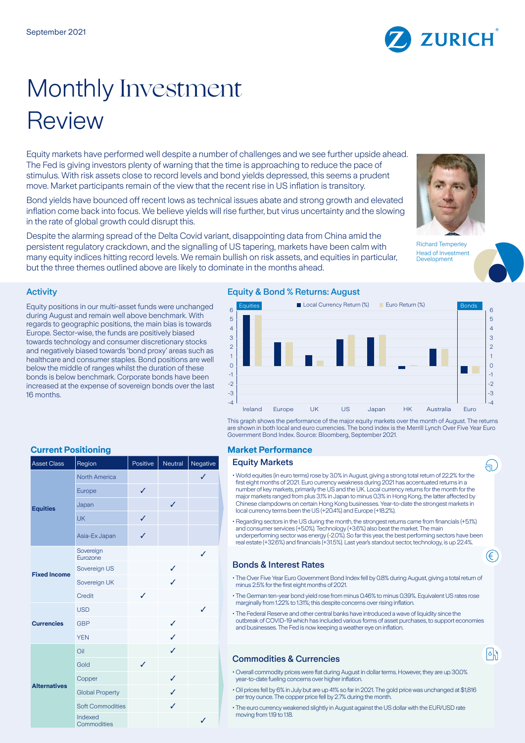September 2021

# Monthly Investment Review

Equity markets have performed well despite a number of challenges and we see further upside ahead. The Fed is giving investors plenty of warning that the time is approaching to reduce the pace of stimulus. With risk assets close to record levels and bond yields depressed, this seems a prudent move. Market participants remain of the view that the recent rise in US inflation is transitory.

Bond yields have bounced off recent lows as technical issues abate and strong growth and elevated inflation come back into focus. We believe yields will rise further, but virus uncertainty and the slowing in the rate of global growth could disrupt this.

Despite the alarming spread of the Delta Covid variant, disappointing data from China amid the persistent regulatory crackdown, and the signalling of US tapering, markets have been calm with many equity indices hitting record levels. We remain bullish on risk assets, and equities in particular, but the three themes outlined above are likely to dominate in the months ahead.

Richard Temperley
Head of Investment Development

## Activity

Equity positions in our multi-asset funds were unchanged during August and remain well above benchmark. With regards to geographic positions, the main bias is towards Europe. Sector-wise, the funds are positively biased towards technology and consumer discretionary stocks and negatively biased towards 'bond proxy' areas such as healthcare and consumer staples. Bond positions are well below the middle of ranges whilst the duration of these bonds is below benchmark. Corporate bonds have been increased at the expense of sovereign bonds over the last 16 months.

## Equity & Bond % Returns: August

This graph shows the performance of the major equity markets over the month of August. The returns are shown in both local and euro currencies. The bond index is the Merrill Lynch Over Five Year Euro Government Bond Index. Source: Bloomberg, September 2021.

## Current Positioning

| Asset Class | Region | Positive | Neutral | Negative |
|---|---|---|---|---|
| Equities | North America | | | ✓ |
| | Europe | ✓ | | |
| | Japan | | ✓ | |
| | UK | ✓ | | |
| | Asia-Ex Japan | ✓ | | |
| Fixed Income | Sovereign Eurozone | | | ✓ |
| | Sovereign US | | ✓ | |
| | Sovereign UK | | ✓ | |
| | Credit | ✓ | | |
| Currencies | USD | | | ✓ |
| | GBP | | ✓ | |
| | YEN | | ✓ | |
| Alternatives | Oil | | ✓ | |
| | Gold | ✓ | | |
| | Copper | | ✓ | |
| | Global Property | | ✓ | |
| | Soft Commodities | | ✓ | |
| | Indexed Commodities | | | ✓ |

## Market Performance

### Equity Markets

- World equities (in euro terms) rose by 3.0% in August, giving a strong total return of 22.2% for the first eight months of 2021. Euro currency weakness during 2021 has accentuated returns in a number of key markets, primarily the US and the UK. Local currency returns for the month for the major markets ranged from plus 3.1% in Japan to minus 0.3% in Hong Kong, the latter affected by Chinese clampdowns on certain Hong Kong businesses. Year-to-date the strongest markets in local currency terms been the US (+20.4%) and Europe (+18.2%).
- Regarding sectors in the US during the month, the strongest returns came from financials (+5.1%) and consumer services (+5.0%). Technology (+3.6%) also beat the market. The main underperforming sector was energy (-2.0%). So far this year, the best performing sectors have been real estate (+32.6%) and financials (+31.5%). Last year's standout sector, technology, is up 22.4%.

### Bonds & Interest Rates

- The Over Five Year Euro Government Bond Index fell by 0.8% during August, giving a total return of minus 2.5% for the first eight months of 2021.
- The German ten-year bond yield rose from minus 0.46% to minus 0.39%. Equivalent US rates rose marginally from 1.22% to 1.31%; this despite concerns over rising inflation.
- The Federal Reserve and other central banks have introduced a wave of liquidity since the outbreak of COVID-19 which has included various forms of asset purchases, to support economies and businesses. The Fed is now keeping a weather eye on inflation.

### Commodities & Currencies

- Overall commodity prices were flat during August in dollar terms. However, they are up 30.0% year-to-date fueling concerns over higher inflation.
- Oil prices fell by 6% in July but are up 41% so far in 2021. The gold price was unchanged at $1,816 per troy ounce. The copper price fell by 2.7% during the month.
- The euro currency weakened slightly in August against the US dollar with the EUR/USD rate moving from 1.19 to 1.18.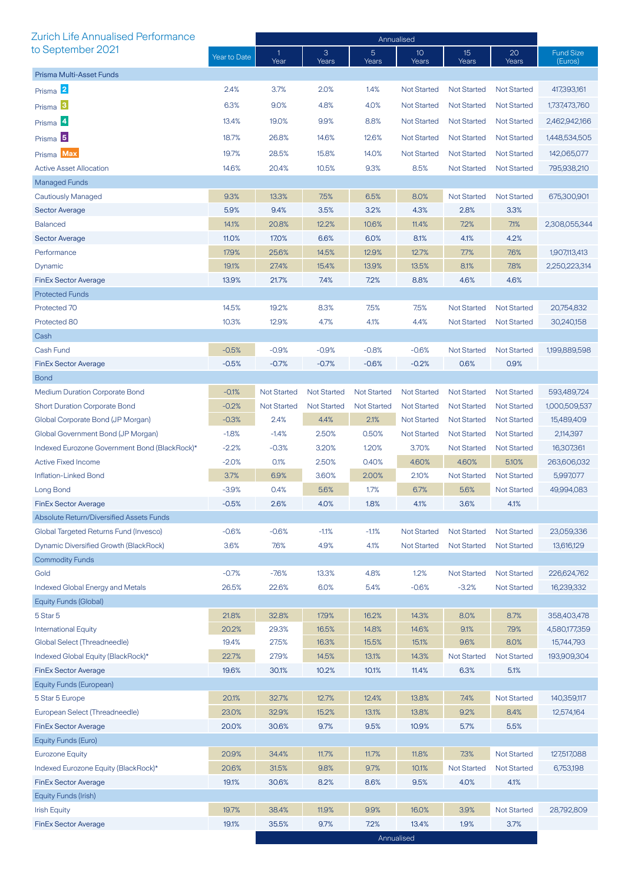## Zurich Life Annualised Performance to September 2021

| | Year to Date | Annualised | | | | | | Fund Size (Euros) |
|---|---|---|---|---|---|---|---|---|
| | | 1 Year | 3 Years | 5 Years | 10 Years | 15 Years | 20 Years | |
| **Prisma Multi-Asset Funds** | | | | | | | | |
| Prisma 2 | 2.4% | 3.7% | 2.0% | 1.4% | Not Started | Not Started | Not Started | 417,393,161 |
| Prisma 3 | 6.3% | 9.0% | 4.8% | 4.0% | Not Started | Not Started | Not Started | 1,737,473,760 |
| Prisma 4 | 13.4% | 19.0% | 9.9% | 8.8% | Not Started | Not Started | Not Started | 2,462,942,166 |
| Prisma 5 | 18.7% | 26.8% | 14.6% | 12.6% | Not Started | Not Started | Not Started | 1,448,534,505 |
| Prisma Max | 19.7% | 28.5% | 15.8% | 14.0% | Not Started | Not Started | Not Started | 142,065,077 |
| Active Asset Allocation | 14.6% | 20.4% | 10.5% | 9.3% | 8.5% | Not Started | Not Started | 795,938,210 |
| **Managed Funds** | | | | | | | | |
| Cautiously Managed | 9.3% | 13.3% | 7.5% | 6.5% | 8.0% | Not Started | Not Started | 675,300,901 |
| Sector Average | 5.9% | 9.4% | 3.5% | 3.2% | 4.3% | 2.8% | 3.3% | |
| Balanced | 14.1% | 20.8% | 12.2% | 10.6% | 11.4% | 7.2% | 7.1% | 2,308,055,344 |
| Sector Average | 11.0% | 17.0% | 6.6% | 6.0% | 8.1% | 4.1% | 4.2% | |
| Performance | 17.9% | 25.6% | 14.5% | 12.9% | 12.7% | 7.7% | 7.6% | 1,907,113,413 |
| Dynamic | 19.1% | 27.4% | 15.4% | 13.9% | 13.5% | 8.1% | 7.8% | 2,250,223,314 |
| FinEx Sector Average | 13.9% | 21.7% | 7.4% | 7.2% | 8.8% | 4.6% | 4.6% | |
| **Protected Funds** | | | | | | | | |
| Protected 70 | 14.5% | 19.2% | 8.3% | 7.5% | 7.5% | Not Started | Not Started | 20,754,832 |
| Protected 80 | 10.3% | 12.9% | 4.7% | 4.1% | 4.4% | Not Started | Not Started | 30,240,158 |
| **Cash** | | | | | | | | |
| Cash Fund | -0.5% | -0.9% | -0.9% | -0.8% | -0.6% | Not Started | Not Started | 1,199,889,598 |
| FinEx Sector Average | -0.5% | -0.7% | -0.7% | -0.6% | -0.2% | 0.6% | 0.9% | |
| **Bond** | | | | | | | | |
| Medium Duration Corporate Bond | -0.1% | Not Started | Not Started | Not Started | Not Started | Not Started | Not Started | 593,489,724 |
| Short Duration Corporate Bond | -0.2% | Not Started | Not Started | Not Started | Not Started | Not Started | Not Started | 1,000,509,537 |
| Global Corporate Bond (JP Morgan) | -0.3% | 2.4% | 4.4% | 2.1% | Not Started | Not Started | Not Started | 15,489,409 |
| Global Government Bond (JP Morgan) | -1.8% | -1.4% | 2.50% | 0.50% | Not Started | Not Started | Not Started | 2,114,397 |
| Indexed Eurozone Government Bond (BlackRock)* | -2.2% | -0.3% | 3.20% | 1.20% | 3.70% | Not Started | Not Started | 16,307,361 |
| Active Fixed Income | -2.0% | 0.1% | 2.50% | 0.40% | 4.60% | 4.60% | 5.10% | 263,606,032 |
| Inflation-Linked Bond | 3.7% | 6.9% | 3.60% | 2.00% | 2.10% | Not Started | Not Started | 5,997,077 |
| Long Bond | -3.9% | 0.4% | 5.6% | 1.7% | 6.7% | 5.6% | Not Started | 49,994,083 |
| FinEx Sector Average | -0.5% | 2.6% | 4.0% | 1.8% | 4.1% | 3.6% | 4.1% | |
| **Absolute Return/Diversified Assets Funds** | | | | | | | | |
| Global Targeted Returns Fund (Invesco) | -0.6% | -0.6% | -1.1% | -1.1% | Not Started | Not Started | Not Started | 23,059,336 |
| Dynamic Diversified Growth (BlackRock) | 3.6% | 7.6% | 4.9% | 4.1% | Not Started | Not Started | Not Started | 13,616,129 |
| **Commodity Funds** | | | | | | | | |
| Gold | -0.7% | -7.6% | 13.3% | 4.8% | 1.2% | Not Started | Not Started | 226,624,762 |
| Indexed Global Energy and Metals | 26.5% | 22.6% | 6.0% | 5.4% | -0.6% | -3.2% | Not Started | 16,239,332 |
| **Equity Funds (Global)** | | | | | | | | |
| 5 Star 5 | 21.8% | 32.8% | 17.9% | 16.2% | 14.3% | 8.0% | 8.7% | 358,403,478 |
| International Equity | 20.2% | 29.3% | 16.5% | 14.8% | 14.6% | 9.1% | 7.9% | 4,580,177,359 |
| Global Select (Threadneedle) | 19.4% | 27.5% | 16.3% | 15.5% | 15.1% | 9.6% | 8.0% | 15,744,793 |
| Indexed Global Equity (BlackRock)* | 22.7% | 27.9% | 14.5% | 13.1% | 14.3% | Not Started | Not Started | 193,909,304 |
| FinEx Sector Average | 19.6% | 30.1% | 10.2% | 10.1% | 11.4% | 6.3% | 5.1% | |
| **Equity Funds (European)** | | | | | | | | |
| 5 Star 5 Europe | 20.1% | 32.7% | 12.7% | 12.4% | 13.8% | 7.4% | Not Started | 140,359,117 |
| European Select (Threadneedle) | 23.0% | 32.9% | 15.2% | 13.1% | 13.8% | 9.2% | 8.4% | 12,574,164 |
| FinEx Sector Average | 20.0% | 30.6% | 9.7% | 9.5% | 10.9% | 5.7% | 5.5% | |
| **Equity Funds (Euro)** | | | | | | | | |
| Eurozone Equity | 20.9% | 34.4% | 11.7% | 11.7% | 11.8% | 7.3% | Not Started | 127,517,088 |
| Indexed Eurozone Equity (BlackRock)* | 20.6% | 31.5% | 9.8% | 9.7% | 10.1% | Not Started | Not Started | 6,753,198 |
| FinEx Sector Average | 19.1% | 30.6% | 8.2% | 8.6% | 9.5% | 4.0% | 4.1% | |
| **Equity Funds (Irish)** | | | | | | | | |
| Irish Equity | 19.7% | 38.4% | 11.9% | 9.9% | 16.0% | 3.9% | Not Started | 28,792,809 |
| FinEx Sector Average | 19.1% | 35.5% | 9.7% | 7.2% | 13.4% | 1.9% | 3.7% | |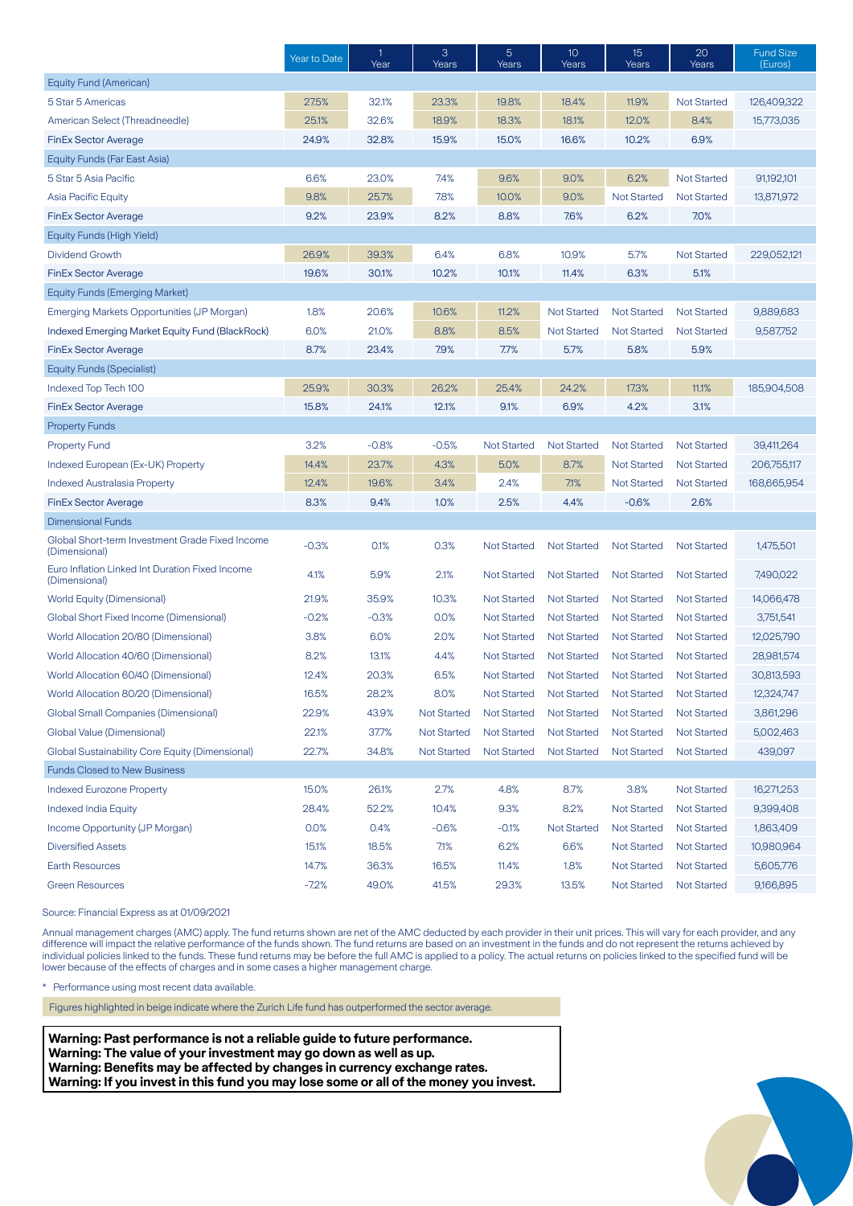| | Year to Date | 1 Year | 3 Years | 5 Years | 10 Years | 15 Years | 20 Years | Fund Size (Euros) |
|---|---|---|---|---|---|---|---|---|
| Equity Fund (American) | | | | | | | | |
| 5 Star 5 Americas | 27.5% | 32.1% | 23.3% | 19.8% | 18.4% | 11.9% | Not Started | 126,409,322 |
| American Select (Threadneedle) | 25.1% | 32.6% | 18.9% | 18.3% | 18.1% | 12.0% | 8.4% | 15,773,035 |
| FinEx Sector Average | 24.9% | 32.8% | 15.9% | 15.0% | 16.6% | 10.2% | 6.9% | |
| Equity Funds (Far East Asia) | | | | | | | | |
| 5 Star 5 Asia Pacific | 6.6% | 23.0% | 7.4% | 9.6% | 9.0% | 6.2% | Not Started | 91,192,101 |
| Asia Pacific Equity | 9.8% | 25.7% | 7.8% | 10.0% | 9.0% | Not Started | Not Started | 13,871,972 |
| FinEx Sector Average | 9.2% | 23.9% | 8.2% | 8.8% | 7.6% | 6.2% | 7.0% | |
| Equity Funds (High Yield) | | | | | | | | |
| Dividend Growth | 26.9% | 39.3% | 6.4% | 6.8% | 10.9% | 5.7% | Not Started | 229,052,121 |
| FinEx Sector Average | 19.6% | 30.1% | 10.2% | 10.1% | 11.4% | 6.3% | 5.1% | |
| Equity Funds (Emerging Market) | | | | | | | | |
| Emerging Markets Opportunities (JP Morgan) | 1.8% | 20.6% | 10.6% | 11.2% | Not Started | Not Started | Not Started | 9,889,683 |
| Indexed Emerging Market Equity Fund (BlackRock) | 6.0% | 21.0% | 8.8% | 8.5% | Not Started | Not Started | Not Started | 9,587,752 |
| FinEx Sector Average | 8.7% | 23.4% | 7.9% | 7.7% | 5.7% | 5.8% | 5.9% | |
| Equity Funds (Specialist) | | | | | | | | |
| Indexed Top Tech 100 | 25.9% | 30.3% | 26.2% | 25.4% | 24.2% | 17.3% | 11.1% | 185,904,508 |
| FinEx Sector Average | 15.8% | 24.1% | 12.1% | 9.1% | 6.9% | 4.2% | 3.1% | |
| Property Funds | | | | | | | | |
| Property Fund | 3.2% | -0.8% | -0.5% | Not Started | Not Started | Not Started | Not Started | 39,411,264 |
| Indexed European (Ex-UK) Property | 14.4% | 23.7% | 4.3% | 5.0% | 8.7% | Not Started | Not Started | 206,755,117 |
| Indexed Australasia Property | 12.4% | 19.6% | 3.4% | 2.4% | 7.1% | Not Started | Not Started | 168,665,954 |
| FinEx Sector Average | 8.3% | 9.4% | 1.0% | 2.5% | 4.4% | -0.6% | 2.6% | |
| Dimensional Funds | | | | | | | | |
| Global Short-term Investment Grade Fixed Income (Dimensional) | -0.3% | 0.1% | 0.3% | Not Started | Not Started | Not Started | Not Started | 1,475,501 |
| Euro Inflation Linked Int Duration Fixed Income (Dimensional) | 4.1% | 5.9% | 2.1% | Not Started | Not Started | Not Started | Not Started | 7,490,022 |
| World Equity (Dimensional) | 21.9% | 35.9% | 10.3% | Not Started | Not Started | Not Started | Not Started | 14,066,478 |
| Global Short Fixed Income (Dimensional) | -0.2% | -0.3% | 0.0% | Not Started | Not Started | Not Started | Not Started | 3,751,541 |
| World Allocation 20/80 (Dimensional) | 3.8% | 6.0% | 2.0% | Not Started | Not Started | Not Started | Not Started | 12,025,790 |
| World Allocation 40/60 (Dimensional) | 8.2% | 13.1% | 4.4% | Not Started | Not Started | Not Started | Not Started | 28,981,574 |
| World Allocation 60/40 (Dimensional) | 12.4% | 20.3% | 6.5% | Not Started | Not Started | Not Started | Not Started | 30,813,593 |
| World Allocation 80/20 (Dimensional) | 16.5% | 28.2% | 8.0% | Not Started | Not Started | Not Started | Not Started | 12,324,747 |
| Global Small Companies (Dimensional) | 22.9% | 43.9% | Not Started | Not Started | Not Started | Not Started | Not Started | 3,861,296 |
| Global Value (Dimensional) | 22.1% | 37.7% | Not Started | Not Started | Not Started | Not Started | Not Started | 5,002,463 |
| Global Sustainability Core Equity (Dimensional) | 22.7% | 34.8% | Not Started | Not Started | Not Started | Not Started | Not Started | 439,097 |
| Funds Closed to New Business | | | | | | | | |
| Indexed Eurozone Property | 15.0% | 26.1% | 2.7% | 4.8% | 8.7% | 3.8% | Not Started | 16,271,253 |
| Indexed India Equity | 28.4% | 52.2% | 10.4% | 9.3% | 8.2% | Not Started | Not Started | 9,399,408 |
| Income Opportunity (JP Morgan) | 0.0% | 0.4% | -0.6% | -0.1% | Not Started | Not Started | Not Started | 1,863,409 |
| Diversified Assets | 15.1% | 18.5% | 7.1% | 6.2% | 6.6% | Not Started | Not Started | 10,980,964 |
| Earth Resources | 14.7% | 36.3% | 16.5% | 11.4% | 1.8% | Not Started | Not Started | 5,605,776 |
| Green Resources | -7.2% | 49.0% | 41.5% | 29.3% | 13.5% | Not Started | Not Started | 9,166,895 |

Source: Financial Express as at 01/09/2021

Annual management charges (AMC) apply. The fund returns shown are net of the AMC deducted by each provider in their unit prices. This will vary for each provider, and any difference will impact the relative performance of the funds shown. The fund returns are based on an investment in the funds and do not represent the returns achieved by individual policies linked to the funds. These fund returns may be before the full AMC is applied to a policy. The actual returns on policies linked to the specified fund will be lower because of the effects of charges and in some cases a higher management charge.

\* Performance using most recent data available.

Figures highlighted in beige indicate where the Zurich Life fund has outperformed the sector average.

**Warning: Past performance is not a reliable guide to future performance.**
**Warning: The value of your investment may go down as well as up.**
**Warning: Benefits may be affected by changes in currency exchange rates.**
**Warning: If you invest in this fund you may lose some or all of the money you invest.**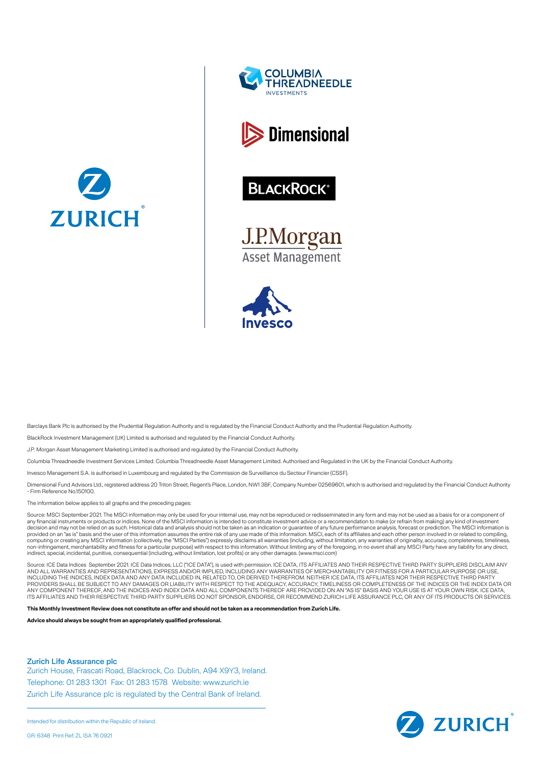Barclays Bank Plc is authorised by the Prudential Regulation Authority and is regulated by the Financial Conduct Authority and the Prudential Regulation Authority.

BlackRock Investment Management (UK) Limited is authorised and regulated by the Financial Conduct Authority.

J.P. Morgan Asset Management Marketing Limited is authorised and regulated by the Financial Conduct Authority.

Columbia Threadneedle Investment Services Limited. Columbia Threadneedle Asset Management Limited. Authorised and Regulated in the UK by the Financial Conduct Authority.

Invesco Management S.A. is authorised in Luxembourg and regulated by the Commission de Surveillance du Secteur Financier (CSSF).

Dimensional Fund Advisors Ltd., registered address 20 Triton Street, Regent's Place, London, NW1 3BF, Company Number 02569601, which is authorised and regulated by the Financial Conduct Authority - Firm Reference No.150100.

The information below applies to all graphs and the preceding pages:

Source: MSCI September 2021. The MSCI information may only be used for your internal use, may not be reproduced or redisseminated in any form and may not be used as a basis for or a component of any financial instruments or products or indices. None of the MSCI information is intended to constitute investment advice or a recommendation to make (or refrain from making) any kind of investment decision and may not be relied on as such. Historical data and analysis should not be taken as an indication or guarantee of any future performance analysis, forecast or prediction. The MSCI information is provided on an "as is" basis and the user of this information assumes the entire risk of any use made of this information. MSCI, each of its affiliates and each other person involved in or related to compiling, computing or creating any MSCI information (collectively, the "MSCI Parties") expressly disclaims all warranties (including, without limitation, any warranties of originality, accuracy, completeness, timeliness, non-infringement, merchantability and fitness for a particular purpose) with respect to this information. Without limiting any of the foregoing, in no event shall any MSCI Party have any liability for any direct, indirect, special, incidental, punitive, consequential (including, without limitation, lost profits) or any other damages. (www.msci.com)

Source: ICE Data Indices September 2021. ICE Data Indices, LLC ("ICE DATA"), is used with permission. ICE DATA, ITS AFFILIATES AND THEIR RESPECTIVE THIRD PARTY SUPPLIERS DISCLAIM ANY AND ALL WARRANTIES AND REPRESENTATIONS, EXPRESS AND/OR IMPLIED, INCLUDING ANY WARRANTIES OF MERCHANTABILITY OR FITNESS FOR A PARTICULAR PURPOSE OR USE, INCLUDING THE INDICES, INDEX DATA AND ANY DATA INCLUDED IN, RELATED TO, OR DERIVED THEREFROM. NEITHER ICE DATA, ITS AFFILIATES NOR THEIR RESPECTIVE THIRD PARTY PROVIDERS SHALL BE SUBJECT TO ANY DAMAGES OR LIABILITY WITH RESPECT TO THE ADEQUACY, ACCURACY, TIMELINESS OR COMPLETENESS OF THE INDICES OR THE INDEX DATA OR ANY COMPONENT THEREOF, AND THE INDICES AND INDEX DATA AND ALL COMPONENTS THEREOF ARE PROVIDED ON AN "AS IS" BASIS AND YOUR USE IS AT YOUR OWN RISK. ICE DATA, ITS AFFILIATES AND THEIR RESPECTIVE THIRD PARTY SUPPLIERS DO NOT SPONSOR, ENDORSE, OR RECOMMEND ZURICH LIFE ASSURANCE PLC, OR ANY OF ITS PRODUCTS OR SERVICES.

**This Monthly Investment Review does not constitute an offer and should not be taken as a recommendation from Zurich Life.**

**Advice should always be sought from an appropriately qualified professional.**

**Zurich Life Assurance plc**
Zurich House, Frascati Road, Blackrock, Co. Dublin, A94 X9Y3, Ireland.
Telephone: 01 283 1301 Fax: 01 283 1578 Website: www.zurich.ie
Zurich Life Assurance plc is regulated by the Central Bank of Ireland.

Intended for distribution within the Republic of Ireland.

GR: 6348 Print Ref: ZL ISA 76 0921